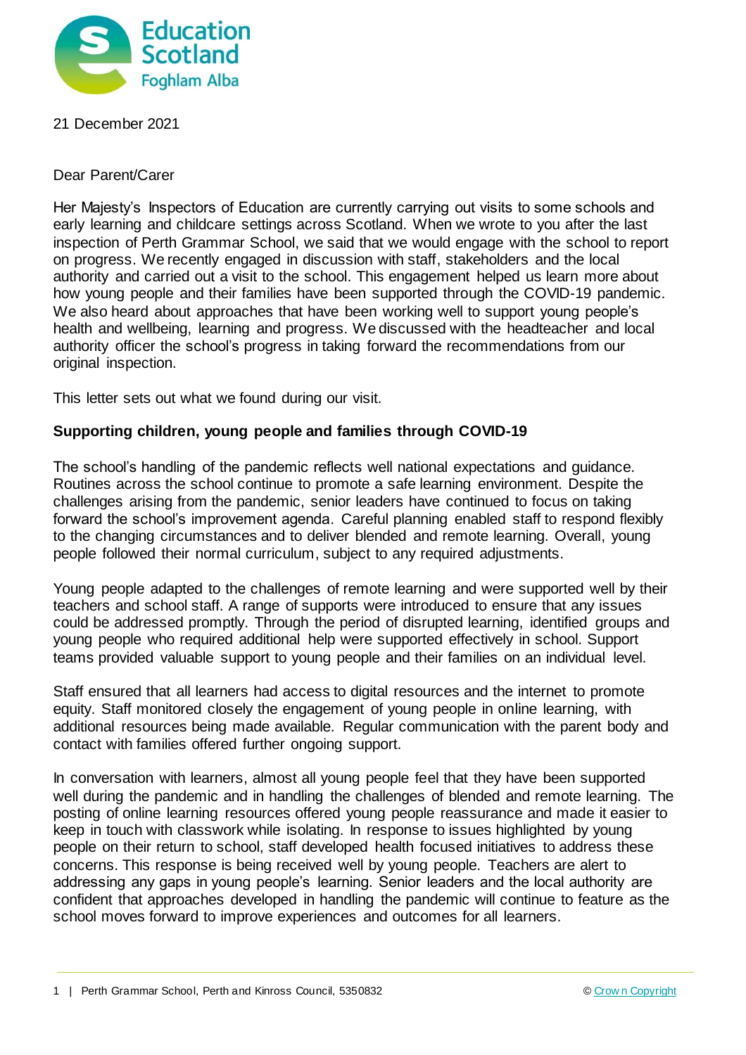21 December 2021

Dear Parent/Carer

Her Majesty's Inspectors of Education are currently carrying out visits to some schools and early learning and childcare settings across Scotland. When we wrote to you after the last inspection of Perth Grammar School, we said that we would engage with the school to report on progress. We recently engaged in discussion with staff, stakeholders and the local authority and carried out a visit to the school. This engagement helped us learn more about how young people and their families have been supported through the COVID-19 pandemic. We also heard about approaches that have been working well to support young people's health and wellbeing, learning and progress. We discussed with the headteacher and local authority officer the school's progress in taking forward the recommendations from our original inspection.

This letter sets out what we found during our visit.

**Supporting children, young people and families through COVID-19**

The school's handling of the pandemic reflects well national expectations and guidance. Routines across the school continue to promote a safe learning environment. Despite the challenges arising from the pandemic, senior leaders have continued to focus on taking forward the school's improvement agenda. Careful planning enabled staff to respond flexibly to the changing circumstances and to deliver blended and remote learning. Overall, young people followed their normal curriculum, subject to any required adjustments.

Young people adapted to the challenges of remote learning and were supported well by their teachers and school staff. A range of supports were introduced to ensure that any issues could be addressed promptly. Through the period of disrupted learning, identified groups and young people who required additional help were supported effectively in school. Support teams provided valuable support to young people and their families on an individual level.

Staff ensured that all learners had access to digital resources and the internet to promote equity. Staff monitored closely the engagement of young people in online learning, with additional resources being made available. Regular communication with the parent body and contact with families offered further ongoing support.

In conversation with learners, almost all young people feel that they have been supported well during the pandemic and in handling the challenges of blended and remote learning. The posting of online learning resources offered young people reassurance and made it easier to keep in touch with classwork while isolating. In response to issues highlighted by young people on their return to school, staff developed health focused initiatives to address these concerns. This response is being received well by young people. Teachers are alert to addressing any gaps in young people's learning. Senior leaders and the local authority are confident that approaches developed in handling the pandemic will continue to feature as the school moves forward to improve experiences and outcomes for all learners.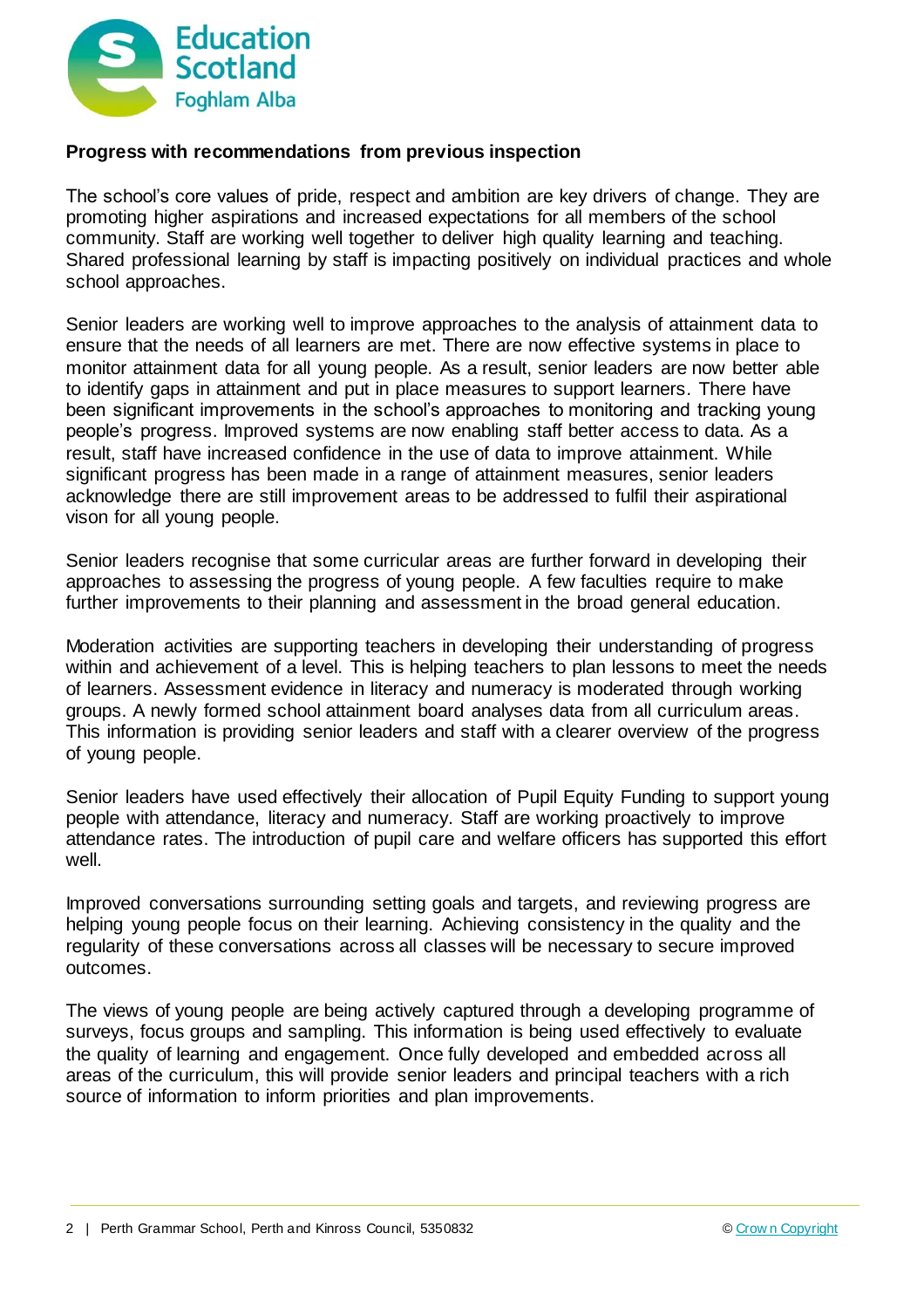## Progress with recommendations from previous inspection

The school's core values of pride, respect and ambition are key drivers of change. They are promoting higher aspirations and increased expectations for all members of the school community. Staff are working well together to deliver high quality learning and teaching. Shared professional learning by staff is impacting positively on individual practices and whole school approaches.

Senior leaders are working well to improve approaches to the analysis of attainment data to ensure that the needs of all learners are met. There are now effective systems in place to monitor attainment data for all young people. As a result, senior leaders are now better able to identify gaps in attainment and put in place measures to support learners. There have been significant improvements in the school's approaches to monitoring and tracking young people's progress. Improved systems are now enabling staff better access to data. As a result, staff have increased confidence in the use of data to improve attainment. While significant progress has been made in a range of attainment measures, senior leaders acknowledge there are still improvement areas to be addressed to fulfil their aspirational vison for all young people.

Senior leaders recognise that some curricular areas are further forward in developing their approaches to assessing the progress of young people. A few faculties require to make further improvements to their planning and assessment in the broad general education.

Moderation activities are supporting teachers in developing their understanding of progress within and achievement of a level. This is helping teachers to plan lessons to meet the needs of learners. Assessment evidence in literacy and numeracy is moderated through working groups. A newly formed school attainment board analyses data from all curriculum areas. This information is providing senior leaders and staff with a clearer overview of the progress of young people.

Senior leaders have used effectively their allocation of Pupil Equity Funding to support young people with attendance, literacy and numeracy. Staff are working proactively to improve attendance rates. The introduction of pupil care and welfare officers has supported this effort well.

Improved conversations surrounding setting goals and targets, and reviewing progress are helping young people focus on their learning. Achieving consistency in the quality and the regularity of these conversations across all classes will be necessary to secure improved outcomes.

The views of young people are being actively captured through a developing programme of surveys, focus groups and sampling. This information is being used effectively to evaluate the quality of learning and engagement. Once fully developed and embedded across all areas of the curriculum, this will provide senior leaders and principal teachers with a rich source of information to inform priorities and plan improvements.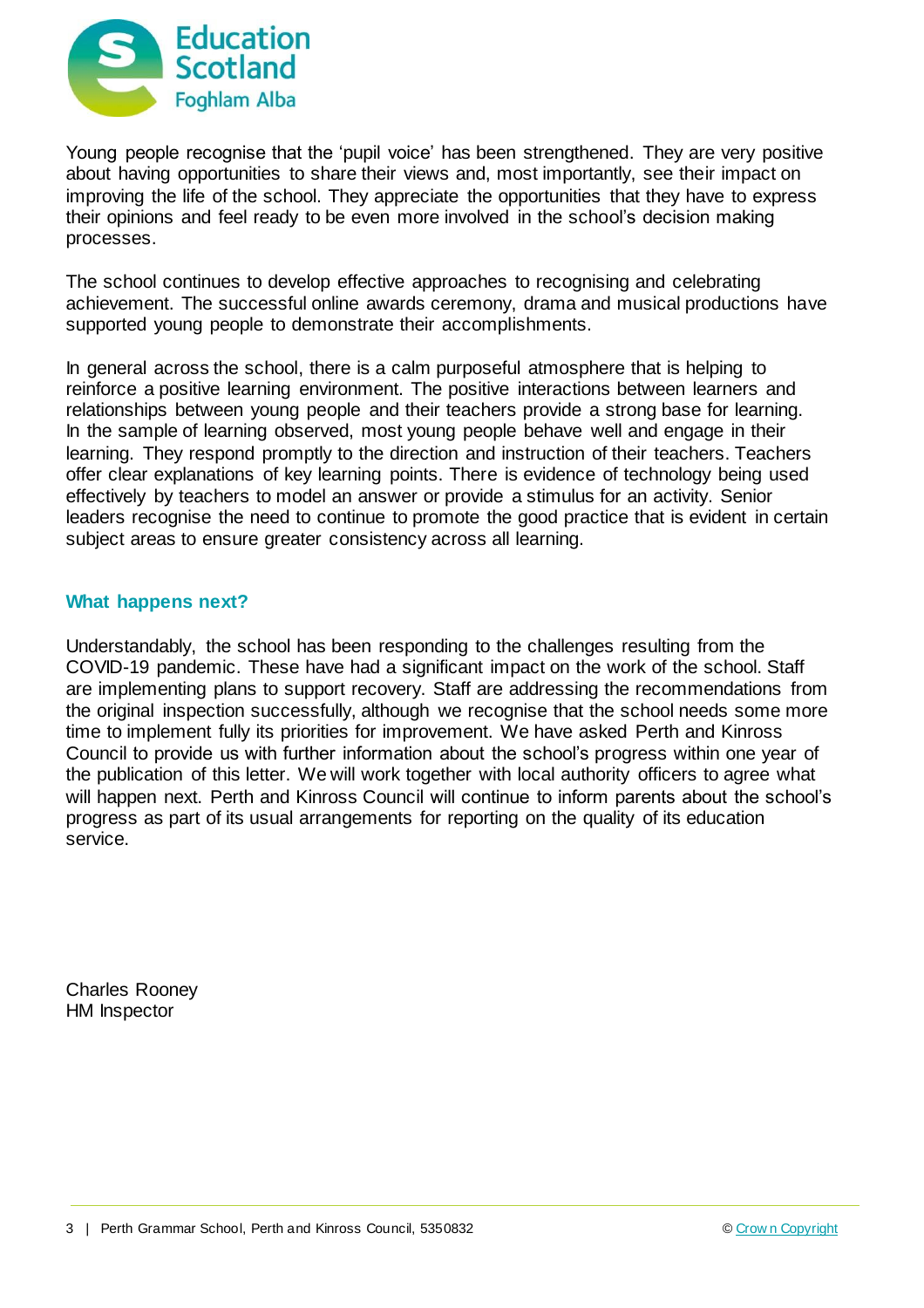Young people recognise that the 'pupil voice' has been strengthened. They are very positive about having opportunities to share their views and, most importantly, see their impact on improving the life of the school. They appreciate the opportunities that they have to express their opinions and feel ready to be even more involved in the school's decision making processes.

The school continues to develop effective approaches to recognising and celebrating achievement. The successful online awards ceremony, drama and musical productions have supported young people to demonstrate their accomplishments.

In general across the school, there is a calm purposeful atmosphere that is helping to reinforce a positive learning environment. The positive interactions between learners and relationships between young people and their teachers provide a strong base for learning. In the sample of learning observed, most young people behave well and engage in their learning. They respond promptly to the direction and instruction of their teachers. Teachers offer clear explanations of key learning points. There is evidence of technology being used effectively by teachers to model an answer or provide a stimulus for an activity. Senior leaders recognise the need to continue to promote the good practice that is evident in certain subject areas to ensure greater consistency across all learning.

### What happens next?

Understandably, the school has been responding to the challenges resulting from the COVID-19 pandemic. These have had a significant impact on the work of the school. Staff are implementing plans to support recovery. Staff are addressing the recommendations from the original inspection successfully, although we recognise that the school needs some more time to implement fully its priorities for improvement. We have asked Perth and Kinross Council to provide us with further information about the school's progress within one year of the publication of this letter. We will work together with local authority officers to agree what will happen next. Perth and Kinross Council will continue to inform parents about the school's progress as part of its usual arrangements for reporting on the quality of its education service.

Charles Rooney
HM Inspector